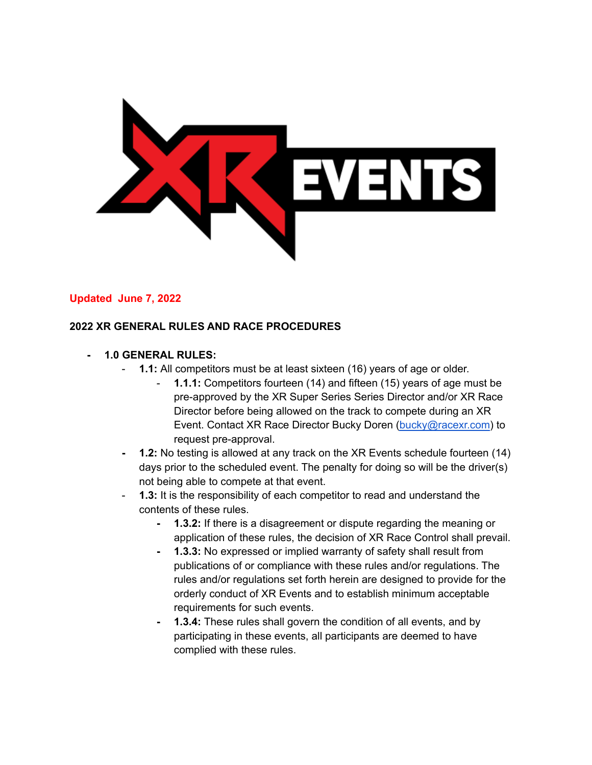**Updated June 7, 2022**

## 2022 XR GENERAL RULES AND RACE PROCEDURES

- **1.0 GENERAL RULES:**
  - **1.1:** All competitors must be at least sixteen (16) years of age or older.
    - **1.1.1:** Competitors fourteen (14) and fifteen (15) years of age must be pre-approved by the XR Super Series Series Director and/or XR Race Director before being allowed on the track to compete during an XR Event. Contact XR Race Director Bucky Doren (bucky@racexr.com) to request pre-approval.
  - **1.2:** No testing is allowed at any track on the XR Events schedule fourteen (14) days prior to the scheduled event. The penalty for doing so will be the driver(s) not being able to compete at that event.
  - **1.3:** It is the responsibility of each competitor to read and understand the contents of these rules.
    - **1.3.2:** If there is a disagreement or dispute regarding the meaning or application of these rules, the decision of XR Race Control shall prevail.
    - **1.3.3:** No expressed or implied warranty of safety shall result from publications of or compliance with these rules and/or regulations. The rules and/or regulations set forth herein are designed to provide for the orderly conduct of XR Events and to establish minimum acceptable requirements for such events.
    - **1.3.4:** These rules shall govern the condition of all events, and by participating in these events, all participants are deemed to have complied with these rules.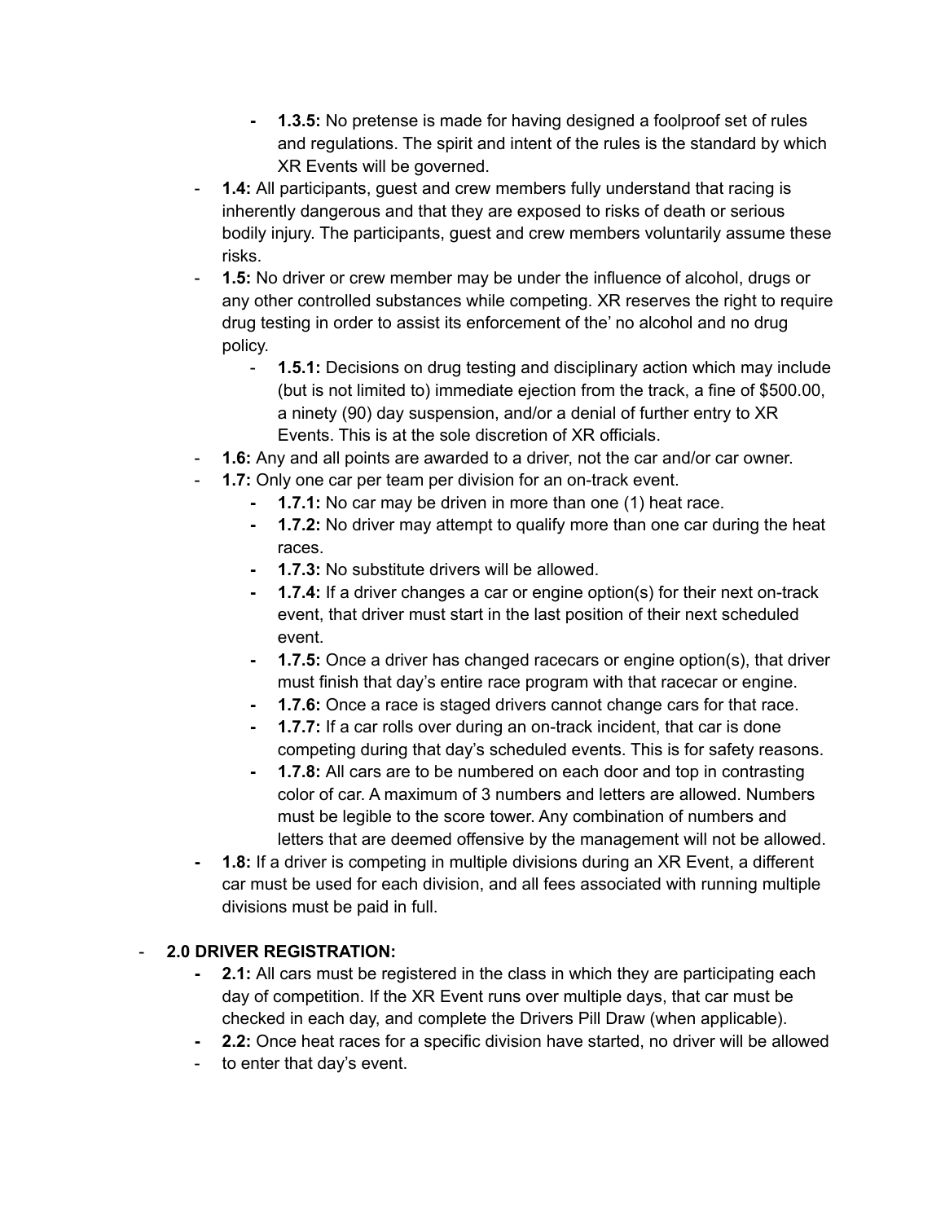- **1.3.5:** No pretense is made for having designed a foolproof set of rules and regulations. The spirit and intent of the rules is the standard by which XR Events will be governed.
- **1.4:** All participants, guest and crew members fully understand that racing is inherently dangerous and that they are exposed to risks of death or serious bodily injury. The participants, guest and crew members voluntarily assume these risks.
- **1.5:** No driver or crew member may be under the influence of alcohol, drugs or any other controlled substances while competing. XR reserves the right to require drug testing in order to assist its enforcement of the' no alcohol and no drug policy.
  - **1.5.1:** Decisions on drug testing and disciplinary action which may include (but is not limited to) immediate ejection from the track, a fine of $500.00, a ninety (90) day suspension, and/or a denial of further entry to XR Events. This is at the sole discretion of XR officials.
- **1.6:** Any and all points are awarded to a driver, not the car and/or car owner.
- **1.7:** Only one car per team per division for an on-track event.
  - **1.7.1:** No car may be driven in more than one (1) heat race.
  - **1.7.2:** No driver may attempt to qualify more than one car during the heat races.
  - **1.7.3:** No substitute drivers will be allowed.
  - **1.7.4:** If a driver changes a car or engine option(s) for their next on-track event, that driver must start in the last position of their next scheduled event.
  - **1.7.5:** Once a driver has changed racecars or engine option(s), that driver must finish that day's entire race program with that racecar or engine.
  - **1.7.6:** Once a race is staged drivers cannot change cars for that race.
  - **1.7.7:** If a car rolls over during an on-track incident, that car is done competing during that day's scheduled events. This is for safety reasons.
  - **1.7.8:** All cars are to be numbered on each door and top in contrasting color of car. A maximum of 3 numbers and letters are allowed. Numbers must be legible to the score tower. Any combination of numbers and letters that are deemed offensive by the management will not be allowed.
- **1.8:** If a driver is competing in multiple divisions during an XR Event, a different car must be used for each division, and all fees associated with running multiple divisions must be paid in full.

- **2.0 DRIVER REGISTRATION:**
  - **2.1:** All cars must be registered in the class in which they are participating each day of competition. If the XR Event runs over multiple days, that car must be checked in each day, and complete the Drivers Pill Draw (when applicable).
  - **2.2:** Once heat races for a specific division have started, no driver will be allowed
  - to enter that day's event.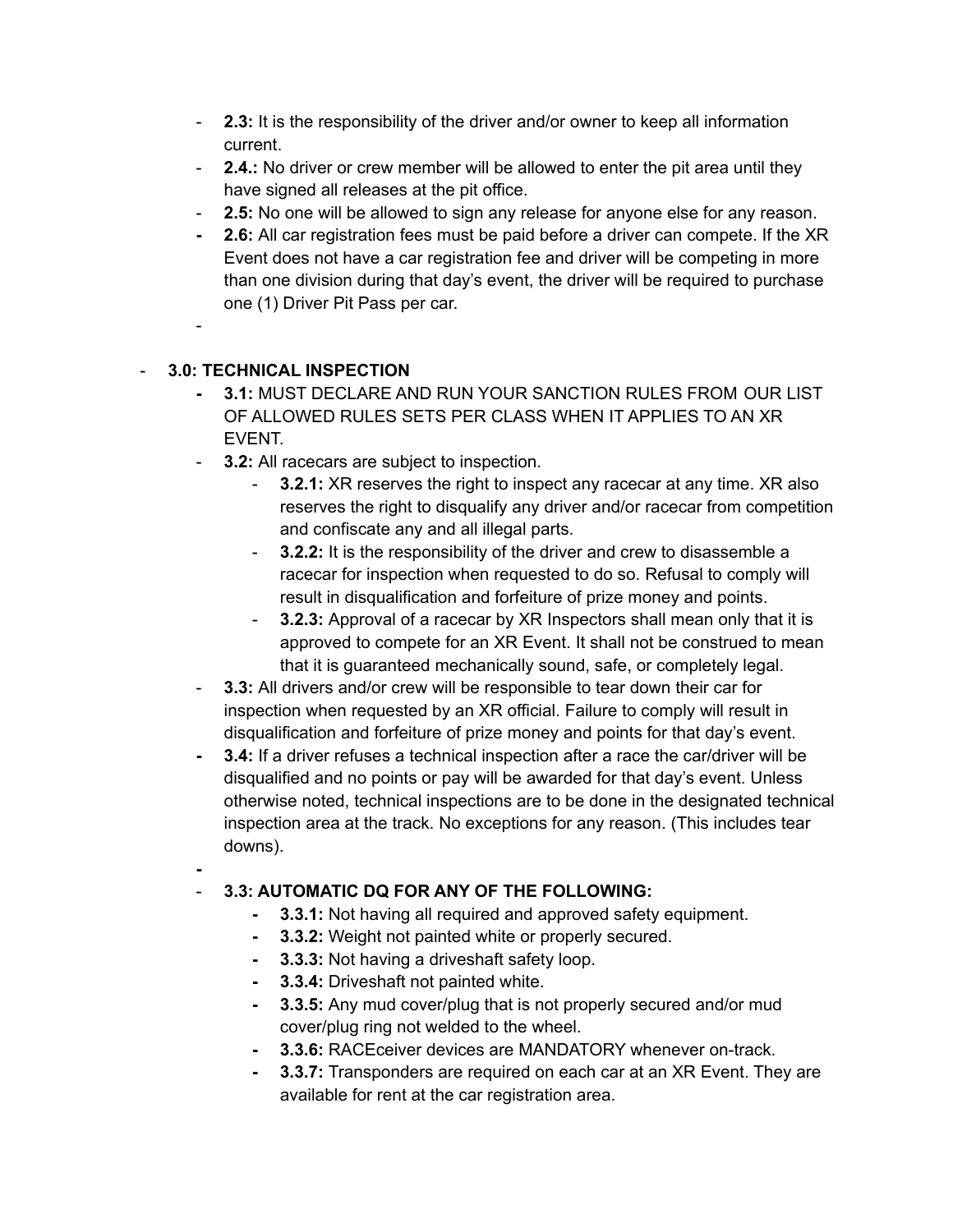- **2.3:** It is the responsibility of the driver and/or owner to keep all information current.
- **2.4.:** No driver or crew member will be allowed to enter the pit area until they have signed all releases at the pit office.
- **2.5:** No one will be allowed to sign any release for anyone else for any reason.
- **2.6:** All car registration fees must be paid before a driver can compete. If the XR Event does not have a car registration fee and driver will be competing in more than one division during that day's event, the driver will be required to purchase one (1) Driver Pit Pass per car.

- **3.0: TECHNICAL INSPECTION**
  - **3.1:** MUST DECLARE AND RUN YOUR SANCTION RULES FROM OUR LIST OF ALLOWED RULES SETS PER CLASS WHEN IT APPLIES TO AN XR EVENT.
  - **3.2:** All racecars are subject to inspection.
    - **3.2.1:** XR reserves the right to inspect any racecar at any time. XR also reserves the right to disqualify any driver and/or racecar from competition and confiscate any and all illegal parts.
    - **3.2.2:** It is the responsibility of the driver and crew to disassemble a racecar for inspection when requested to do so. Refusal to comply will result in disqualification and forfeiture of prize money and points.
    - **3.2.3:** Approval of a racecar by XR Inspectors shall mean only that it is approved to compete for an XR Event. It shall not be construed to mean that it is guaranteed mechanically sound, safe, or completely legal.
  - **3.3:** All drivers and/or crew will be responsible to tear down their car for inspection when requested by an XR official. Failure to comply will result in disqualification and forfeiture of prize money and points for that day's event.
  - **3.4:** If a driver refuses a technical inspection after a race the car/driver will be disqualified and no points or pay will be awarded for that day's event. Unless otherwise noted, technical inspections are to be done in the designated technical inspection area at the track. No exceptions for any reason. (This includes tear downs).

  - **3.3: AUTOMATIC DQ FOR ANY OF THE FOLLOWING:**
    - **3.3.1:** Not having all required and approved safety equipment.
    - **3.3.2:** Weight not painted white or properly secured.
    - **3.3.3:** Not having a driveshaft safety loop.
    - **3.3.4:** Driveshaft not painted white.
    - **3.3.5:** Any mud cover/plug that is not properly secured and/or mud cover/plug ring not welded to the wheel.
    - **3.3.6:** RACEceiver devices are MANDATORY whenever on-track.
    - **3.3.7:** Transponders are required on each car at an XR Event. They are available for rent at the car registration area.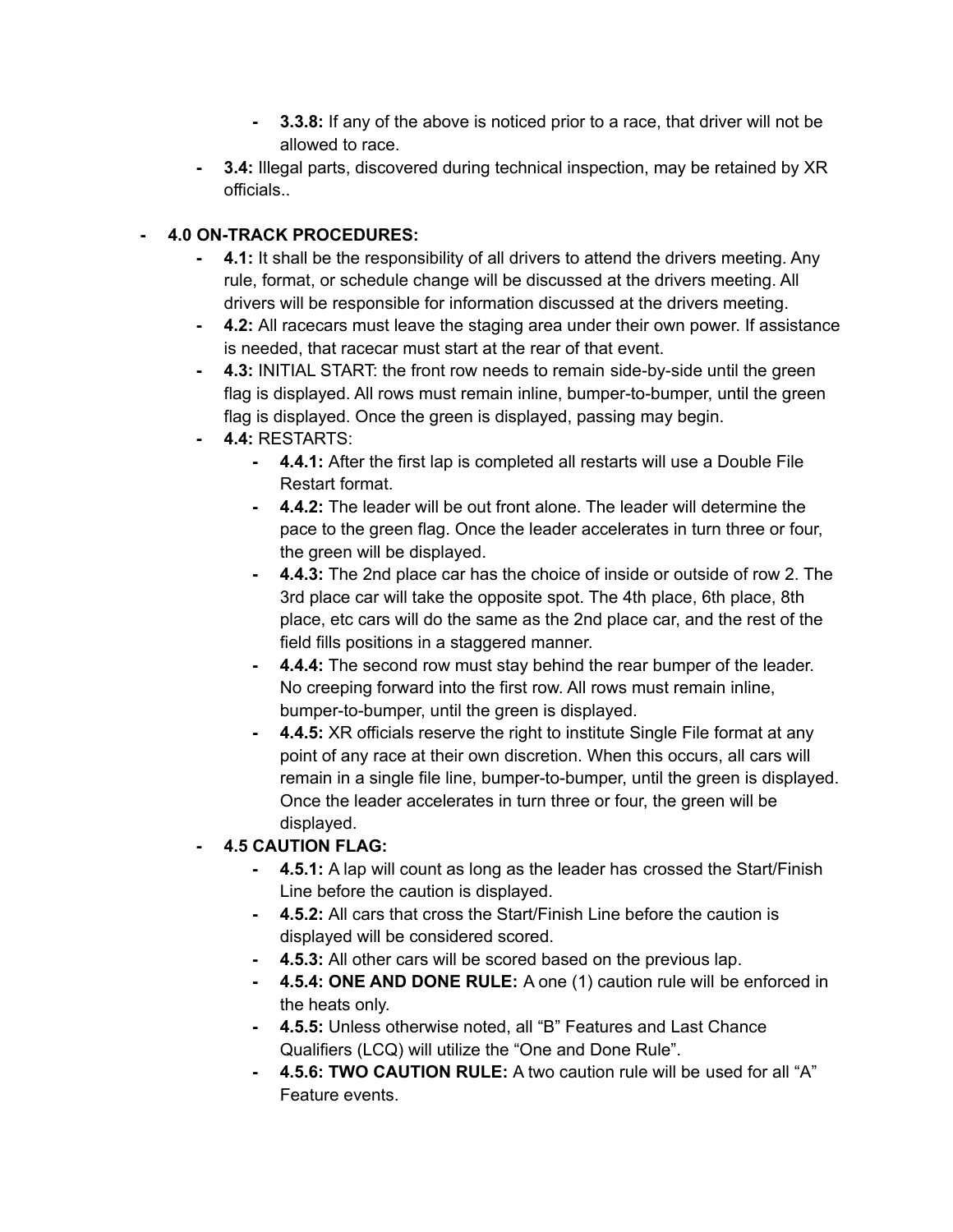- **3.3.8:** If any of the above is noticed prior to a race, that driver will not be allowed to race.
- **3.4:** Illegal parts, discovered during technical inspection, may be retained by XR officials..

- **4.0 ON-TRACK PROCEDURES:**
  - **4.1:** It shall be the responsibility of all drivers to attend the drivers meeting. Any rule, format, or schedule change will be discussed at the drivers meeting. All drivers will be responsible for information discussed at the drivers meeting.
  - **4.2:** All racecars must leave the staging area under their own power. If assistance is needed, that racecar must start at the rear of that event.
  - **4.3:** INITIAL START: the front row needs to remain side-by-side until the green flag is displayed. All rows must remain inline, bumper-to-bumper, until the green flag is displayed. Once the green is displayed, passing may begin.
  - **4.4:** RESTARTS:
    - **4.4.1:** After the first lap is completed all restarts will use a Double File Restart format.
    - **4.4.2:** The leader will be out front alone. The leader will determine the pace to the green flag. Once the leader accelerates in turn three or four, the green will be displayed.
    - **4.4.3:** The 2nd place car has the choice of inside or outside of row 2. The 3rd place car will take the opposite spot. The 4th place, 6th place, 8th place, etc cars will do the same as the 2nd place car, and the rest of the field fills positions in a staggered manner.
    - **4.4.4:** The second row must stay behind the rear bumper of the leader. No creeping forward into the first row. All rows must remain inline, bumper-to-bumper, until the green is displayed.
    - **4.4.5:** XR officials reserve the right to institute Single File format at any point of any race at their own discretion. When this occurs, all cars will remain in a single file line, bumper-to-bumper, until the green is displayed. Once the leader accelerates in turn three or four, the green will be displayed.
  - **4.5 CAUTION FLAG:**
    - **4.5.1:** A lap will count as long as the leader has crossed the Start/Finish Line before the caution is displayed.
    - **4.5.2:** All cars that cross the Start/Finish Line before the caution is displayed will be considered scored.
    - **4.5.3:** All other cars will be scored based on the previous lap.
    - **4.5.4: ONE AND DONE RULE:** A one (1) caution rule will be enforced in the heats only.
    - **4.5.5:** Unless otherwise noted, all "B" Features and Last Chance Qualifiers (LCQ) will utilize the "One and Done Rule".
    - **4.5.6: TWO CAUTION RULE:** A two caution rule will be used for all "A" Feature events.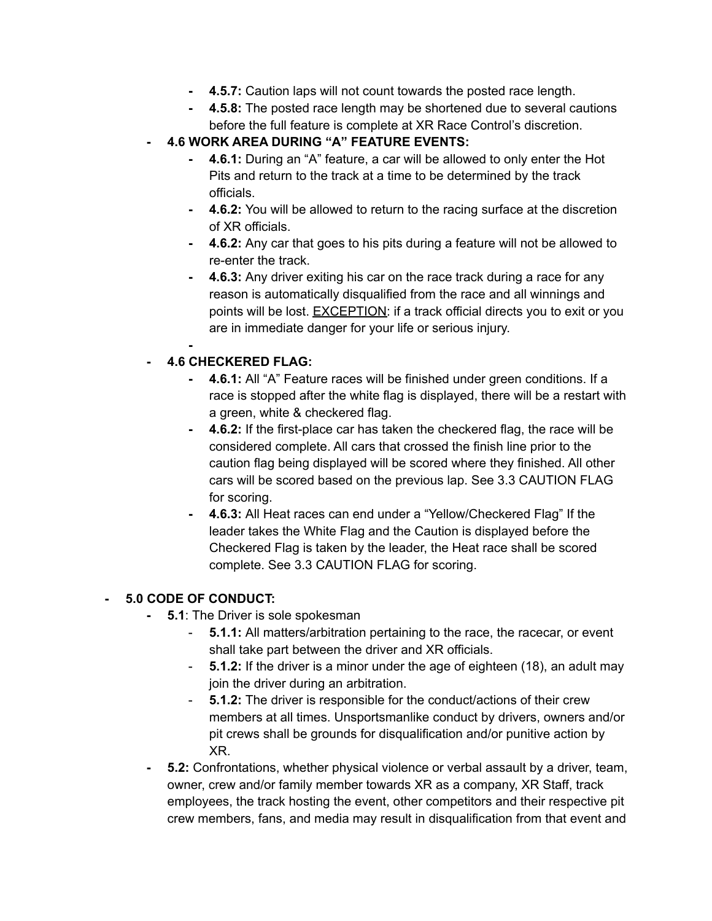- **4.5.7:** Caution laps will not count towards the posted race length.
- **4.5.8:** The posted race length may be shortened due to several cautions before the full feature is complete at XR Race Control's discretion.

- **4.6 WORK AREA DURING "A" FEATURE EVENTS:**
  - **4.6.1:** During an "A" feature, a car will be allowed to only enter the Hot Pits and return to the track at a time to be determined by the track officials.
  - **4.6.2:** You will be allowed to return to the racing surface at the discretion of XR officials.
  - **4.6.2:** Any car that goes to his pits during a feature will not be allowed to re-enter the track.
  - **4.6.3:** Any driver exiting his car on the race track during a race for any reason is automatically disqualified from the race and all winnings and points will be lost. EXCEPTION: if a track official directs you to exit or you are in immediate danger for your life or serious injury.
  -

- **4.6 CHECKERED FLAG:**
  - **4.6.1:** All "A" Feature races will be finished under green conditions. If a race is stopped after the white flag is displayed, there will be a restart with a green, white & checkered flag.
  - **4.6.2:** If the first-place car has taken the checkered flag, the race will be considered complete. All cars that crossed the finish line prior to the caution flag being displayed will be scored where they finished. All other cars will be scored based on the previous lap. See 3.3 CAUTION FLAG for scoring.
  - **4.6.3:** All Heat races can end under a "Yellow/Checkered Flag" If the leader takes the White Flag and the Caution is displayed before the Checkered Flag is taken by the leader, the Heat race shall be scored complete. See 3.3 CAUTION FLAG for scoring.

- **5.0 CODE OF CONDUCT:**
  - **5.1**: The Driver is sole spokesman
    - **5.1.1:** All matters/arbitration pertaining to the race, the racecar, or event shall take part between the driver and XR officials.
    - **5.1.2:** If the driver is a minor under the age of eighteen (18), an adult may join the driver during an arbitration.
    - **5.1.2:** The driver is responsible for the conduct/actions of their crew members at all times. Unsportsmanlike conduct by drivers, owners and/or pit crews shall be grounds for disqualification and/or punitive action by XR.
  - **5.2:** Confrontations, whether physical violence or verbal assault by a driver, team, owner, crew and/or family member towards XR as a company, XR Staff, track employees, the track hosting the event, other competitors and their respective pit crew members, fans, and media may result in disqualification from that event and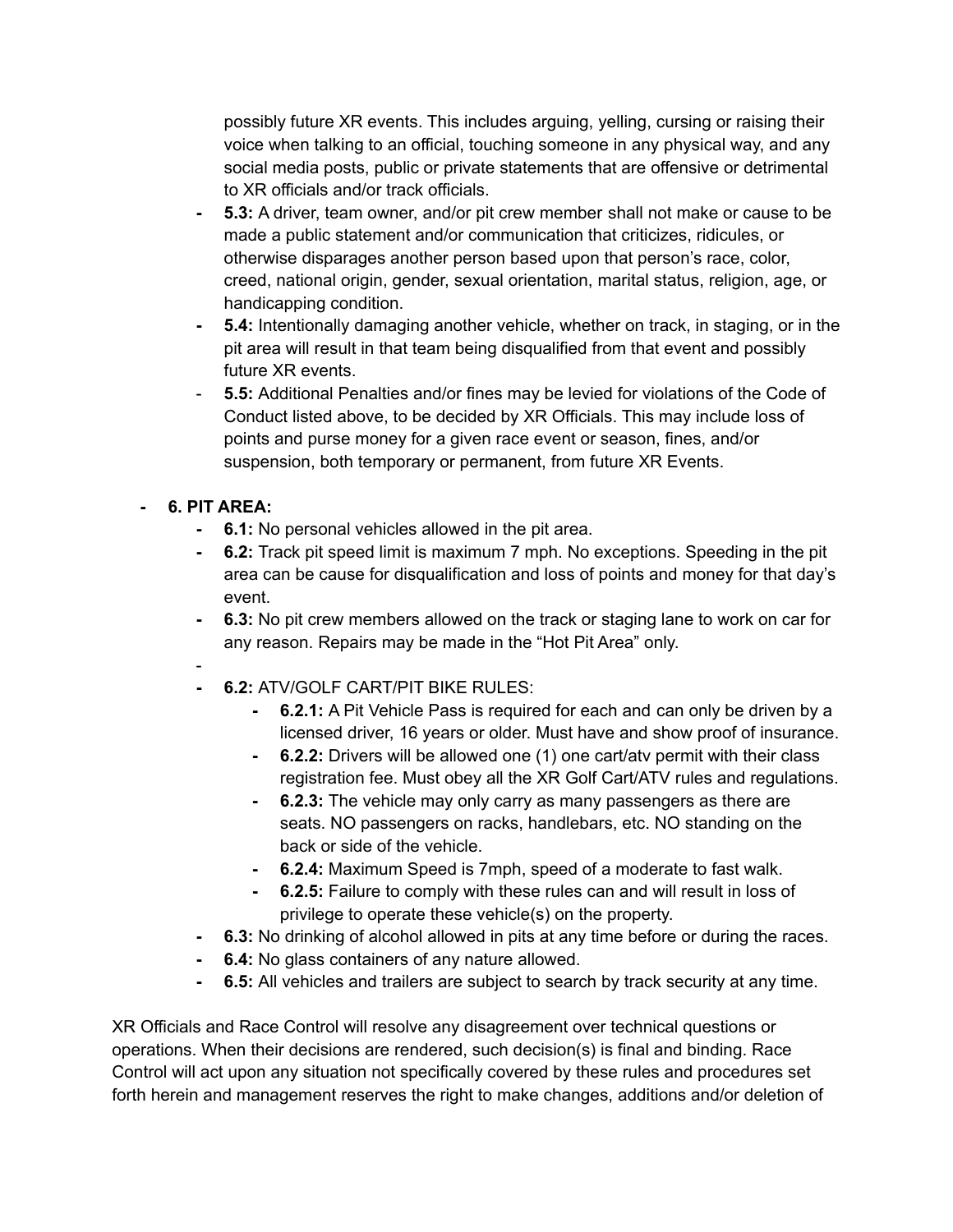possibly future XR events. This includes arguing, yelling, cursing or raising their voice when talking to an official, touching someone in any physical way, and any social media posts, public or private statements that are offensive or detrimental to XR officials and/or track officials.

- **5.3:** A driver, team owner, and/or pit crew member shall not make or cause to be made a public statement and/or communication that criticizes, ridicules, or otherwise disparages another person based upon that person's race, color, creed, national origin, gender, sexual orientation, marital status, religion, age, or handicapping condition.
- **5.4:** Intentionally damaging another vehicle, whether on track, in staging, or in the pit area will result in that team being disqualified from that event and possibly future XR events.
- **5.5:** Additional Penalties and/or fines may be levied for violations of the Code of Conduct listed above, to be decided by XR Officials. This may include loss of points and purse money for a given race event or season, fines, and/or suspension, both temporary or permanent, from future XR Events.

- **6. PIT AREA:**
  - **6.1:** No personal vehicles allowed in the pit area.
  - **6.2:** Track pit speed limit is maximum 7 mph. No exceptions. Speeding in the pit area can be cause for disqualification and loss of points and money for that day's event.
  - **6.3:** No pit crew members allowed on the track or staging lane to work on car for any reason. Repairs may be made in the "Hot Pit Area" only.
  - **6.2:** ATV/GOLF CART/PIT BIKE RULES:
    - **6.2.1:** A Pit Vehicle Pass is required for each and can only be driven by a licensed driver, 16 years or older. Must have and show proof of insurance.
    - **6.2.2:** Drivers will be allowed one (1) one cart/atv permit with their class registration fee. Must obey all the XR Golf Cart/ATV rules and regulations.
    - **6.2.3:** The vehicle may only carry as many passengers as there are seats. NO passengers on racks, handlebars, etc. NO standing on the back or side of the vehicle.
    - **6.2.4:** Maximum Speed is 7mph, speed of a moderate to fast walk.
    - **6.2.5:** Failure to comply with these rules can and will result in loss of privilege to operate these vehicle(s) on the property.
  - **6.3:** No drinking of alcohol allowed in pits at any time before or during the races.
  - **6.4:** No glass containers of any nature allowed.
  - **6.5:** All vehicles and trailers are subject to search by track security at any time.

XR Officials and Race Control will resolve any disagreement over technical questions or operations. When their decisions are rendered, such decision(s) is final and binding. Race Control will act upon any situation not specifically covered by these rules and procedures set forth herein and management reserves the right to make changes, additions and/or deletion of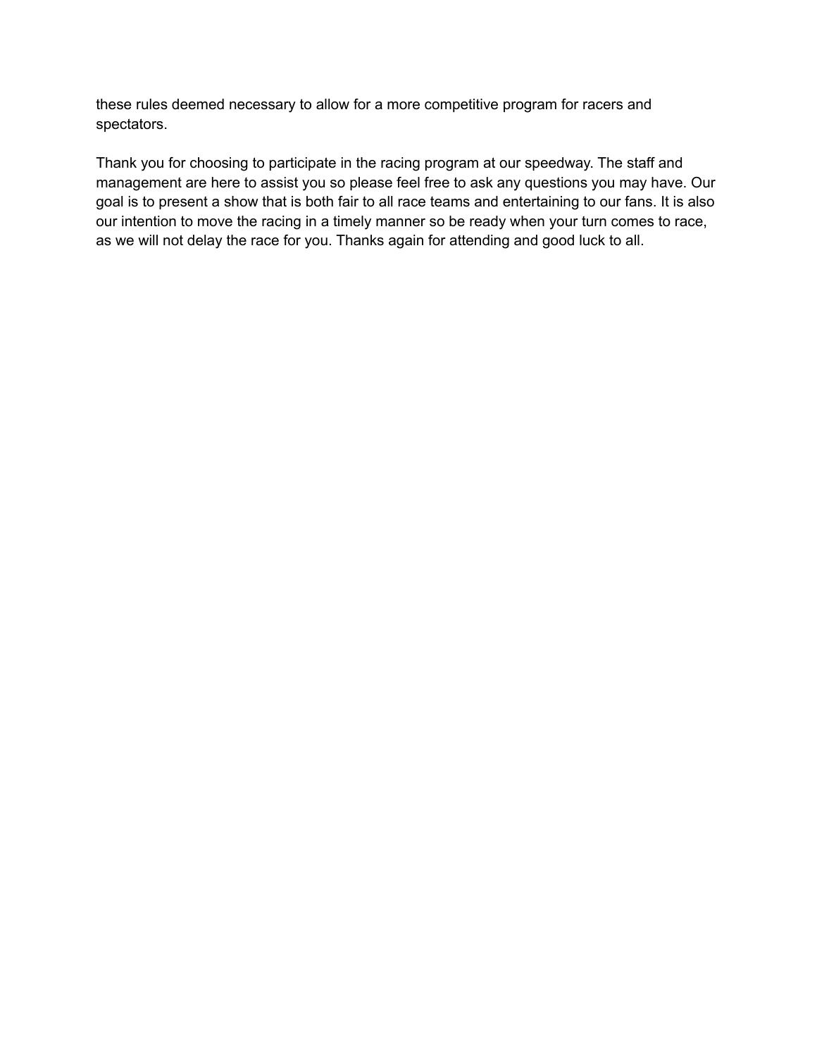these rules deemed necessary to allow for a more competitive program for racers and spectators.

Thank you for choosing to participate in the racing program at our speedway. The staff and management are here to assist you so please feel free to ask any questions you may have. Our goal is to present a show that is both fair to all race teams and entertaining to our fans. It is also our intention to move the racing in a timely manner so be ready when your turn comes to race, as we will not delay the race for you. Thanks again for attending and good luck to all.